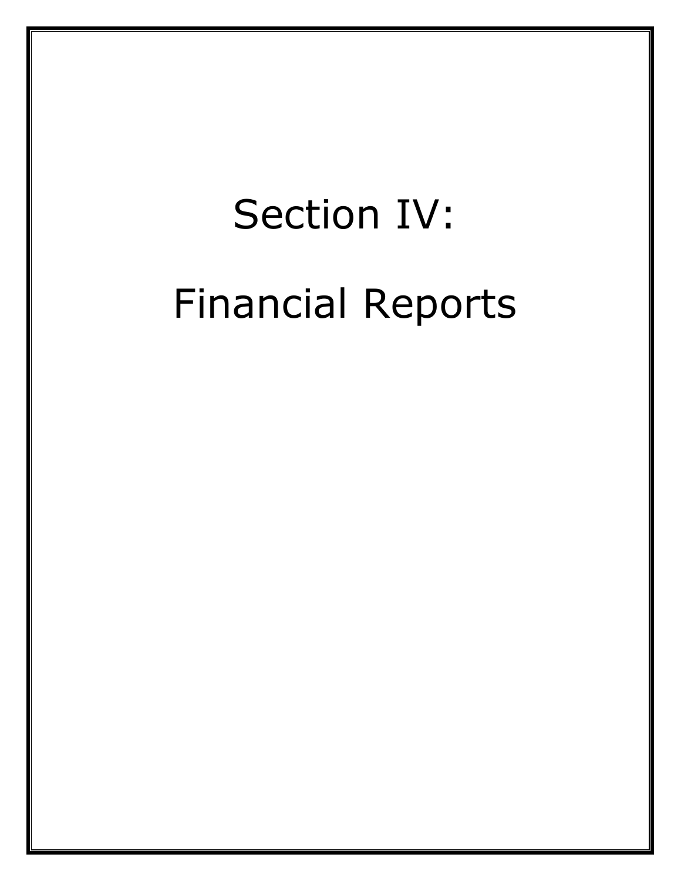# Section IV:

# Financial Reports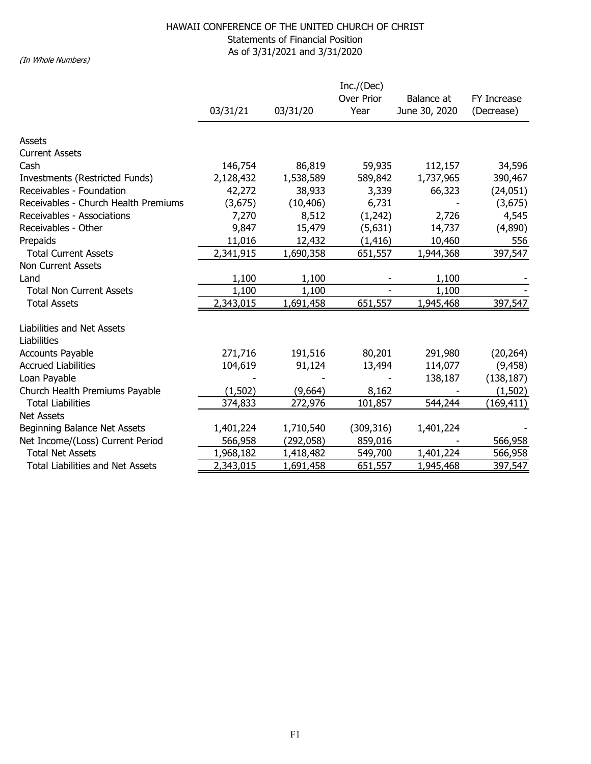# HAWAII CONFERENCE OF THE UNITED CHURCH OF CHRIST

## Statements of Financial Position

## As of 3/31/2021 and 3/31/2020

*(In Whole Numbers)*

| | 03/31/21 | 03/31/20 | Inc./(Dec) Over Prior Year | Balance at June 30, 2020 | FY Increase (Decrease) |
|---|---|---|---|---|---|
| Assets | | | | | |
| Current Assets | | | | | |
| Cash | 146,754 | 86,819 | 59,935 | 112,157 | 34,596 |
| Investments (Restricted Funds) | 2,128,432 | 1,538,589 | 589,842 | 1,737,965 | 390,467 |
| Receivables - Foundation | 42,272 | 38,933 | 3,339 | 66,323 | (24,051) |
| Receivables - Church Health Premiums | (3,675) | (10,406) | 6,731 | - | (3,675) |
| Receivables - Associations | 7,270 | 8,512 | (1,242) | 2,726 | 4,545 |
| Receivables - Other | 9,847 | 15,479 | (5,631) | 14,737 | (4,890) |
| Prepaids | 11,016 | 12,432 | (1,416) | 10,460 | 556 |
| Total Current Assets | 2,341,915 | 1,690,358 | 651,557 | 1,944,368 | 397,547 |
| Non Current Assets | | | | | |
| Land | 1,100 | 1,100 | - | 1,100 | - |
| Total Non Current Assets | 1,100 | 1,100 | - | 1,100 | - |
| Total Assets | 2,343,015 | 1,691,458 | 651,557 | 1,945,468 | 397,547 |
| Liabilities and Net Assets | | | | | |
| Liabilities | | | | | |
| Accounts Payable | 271,716 | 191,516 | 80,201 | 291,980 | (20,264) |
| Accrued Liabilities | 104,619 | 91,124 | 13,494 | 114,077 | (9,458) |
| Loan Payable | - | - | - | 138,187 | (138,187) |
| Church Health Premiums Payable | (1,502) | (9,664) | 8,162 | - | (1,502) |
| Total Liabilities | 374,833 | 272,976 | 101,857 | 544,244 | (169,411) |
| Net Assets | | | | | |
| Beginning Balance Net Assets | 1,401,224 | 1,710,540 | (309,316) | 1,401,224 | - |
| Net Income/(Loss) Current Period | 566,958 | (292,058) | 859,016 | - | 566,958 |
| Total Net Assets | 1,968,182 | 1,418,482 | 549,700 | 1,401,224 | 566,958 |
| Total Liabilities and Net Assets | 2,343,015 | 1,691,458 | 651,557 | 1,945,468 | 397,547 |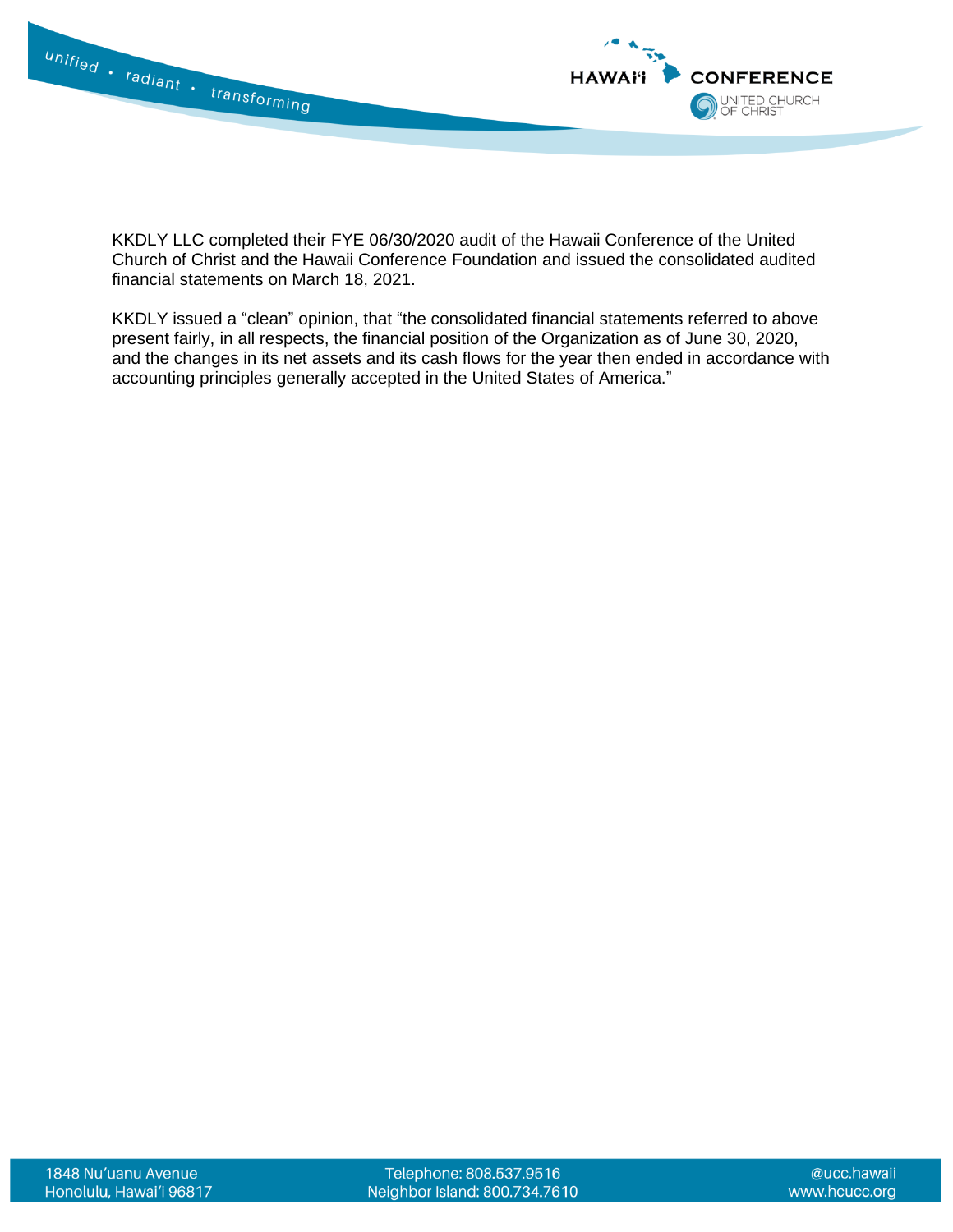KKDLY LLC completed their FYE 06/30/2020 audit of the Hawaii Conference of the United Church of Christ and the Hawaii Conference Foundation and issued the consolidated audited financial statements on March 18, 2021.

KKDLY issued a “clean” opinion, that “the consolidated financial statements referred to above present fairly, in all respects, the financial position of the Organization as of June 30, 2020, and the changes in its net assets and its cash flows for the year then ended in accordance with accounting principles generally accepted in the United States of America.”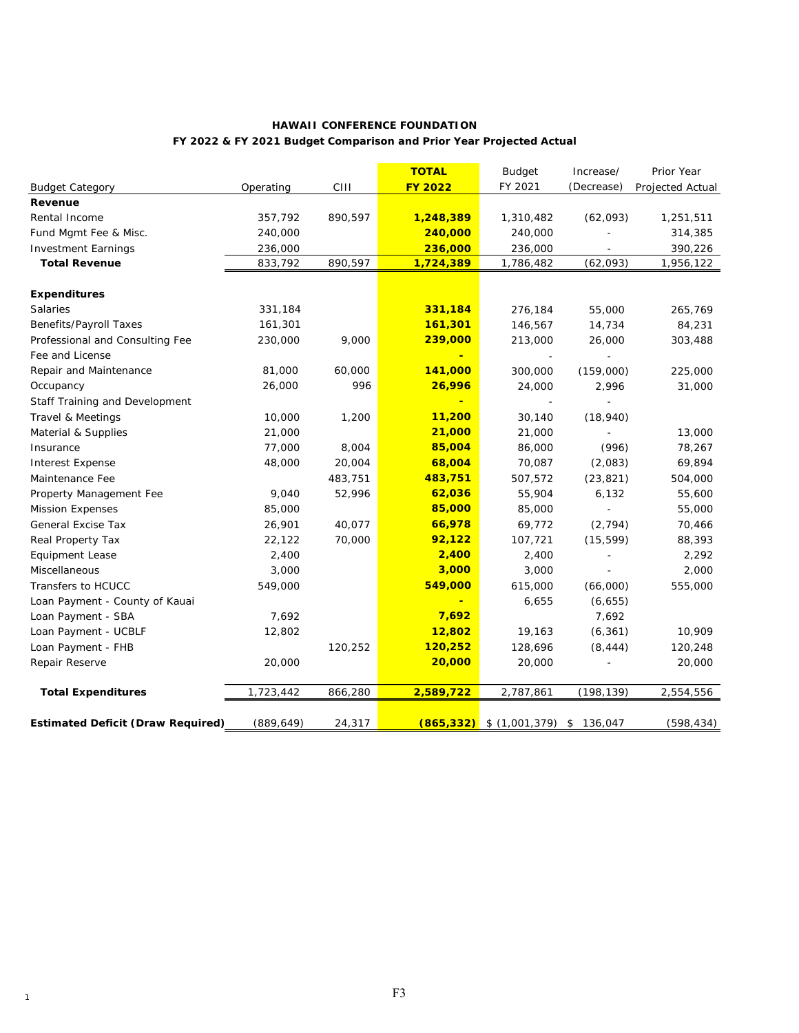**HAWAII CONFERENCE FOUNDATION**

**FY 2022 & FY 2021 Budget Comparison and Prior Year Projected Actual**

| Budget Category | Operating | CIII | TOTAL FY 2022 | Budget FY 2021 | Increase/ (Decrease) | Prior Year Projected Actual |
|---|---|---|---|---|---|---|
| **Revenue** | | | | | | |
| Rental Income | 357,792 | 890,597 | **1,248,389** | 1,310,482 | (62,093) | 1,251,511 |
| Fund Mgmt Fee & Misc. | 240,000 | | **240,000** | 240,000 | - | 314,385 |
| Investment Earnings | 236,000 | | **236,000** | 236,000 | - | 390,226 |
| **Total Revenue** | 833,792 | 890,597 | **1,724,389** | 1,786,482 | (62,093) | 1,956,122 |
| | | | | | | |
| **Expenditures** | | | | | | |
| Salaries | 331,184 | | **331,184** | 276,184 | 55,000 | 265,769 |
| Benefits/Payroll Taxes | 161,301 | | **161,301** | 146,567 | 14,734 | 84,231 |
| Professional and Consulting Fee | 230,000 | 9,000 | **239,000** | 213,000 | 26,000 | 303,488 |
| Fee and License | | | **-** | - | - | |
| Repair and Maintenance | 81,000 | 60,000 | **141,000** | 300,000 | (159,000) | 225,000 |
| Occupancy | 26,000 | 996 | **26,996** | 24,000 | 2,996 | 31,000 |
| Staff Training and Development | | | **-** | - | - | |
| Travel & Meetings | 10,000 | 1,200 | **11,200** | 30,140 | (18,940) | |
| Material & Supplies | 21,000 | | **21,000** | 21,000 | - | 13,000 |
| Insurance | 77,000 | 8,004 | **85,004** | 86,000 | (996) | 78,267 |
| Interest Expense | 48,000 | 20,004 | **68,004** | 70,087 | (2,083) | 69,894 |
| Maintenance Fee | | 483,751 | **483,751** | 507,572 | (23,821) | 504,000 |
| Property Management Fee | 9,040 | 52,996 | **62,036** | 55,904 | 6,132 | 55,600 |
| Mission Expenses | 85,000 | | **85,000** | 85,000 | - | 55,000 |
| General Excise Tax | 26,901 | 40,077 | **66,978** | 69,772 | (2,794) | 70,466 |
| Real Property Tax | 22,122 | 70,000 | **92,122** | 107,721 | (15,599) | 88,393 |
| Equipment Lease | 2,400 | | **2,400** | 2,400 | - | 2,292 |
| Miscellaneous | 3,000 | | **3,000** | 3,000 | - | 2,000 |
| Transfers to HCUCC | 549,000 | | **549,000** | 615,000 | (66,000) | 555,000 |
| Loan Payment - County of Kauai | | | **-** | 6,655 | (6,655) | |
| Loan Payment - SBA | 7,692 | | **7,692** | | 7,692 | |
| Loan Payment - UCBLF | 12,802 | | **12,802** | 19,163 | (6,361) | 10,909 |
| Loan Payment - FHB | | 120,252 | **120,252** | 128,696 | (8,444) | 120,248 |
| Repair Reserve | 20,000 | | **20,000** | 20,000 | - | 20,000 |
| | | | | | | |
| **Total Expenditures** | 1,723,442 | 866,280 | **2,589,722** | 2,787,861 | (198,139) | 2,554,556 |
| | | | | | | |
| **Estimated Deficit (Draw Required)** | (889,649) | 24,317 | **(865,332)** | $ (1,001,379) | $ 136,047 | (598,434) |